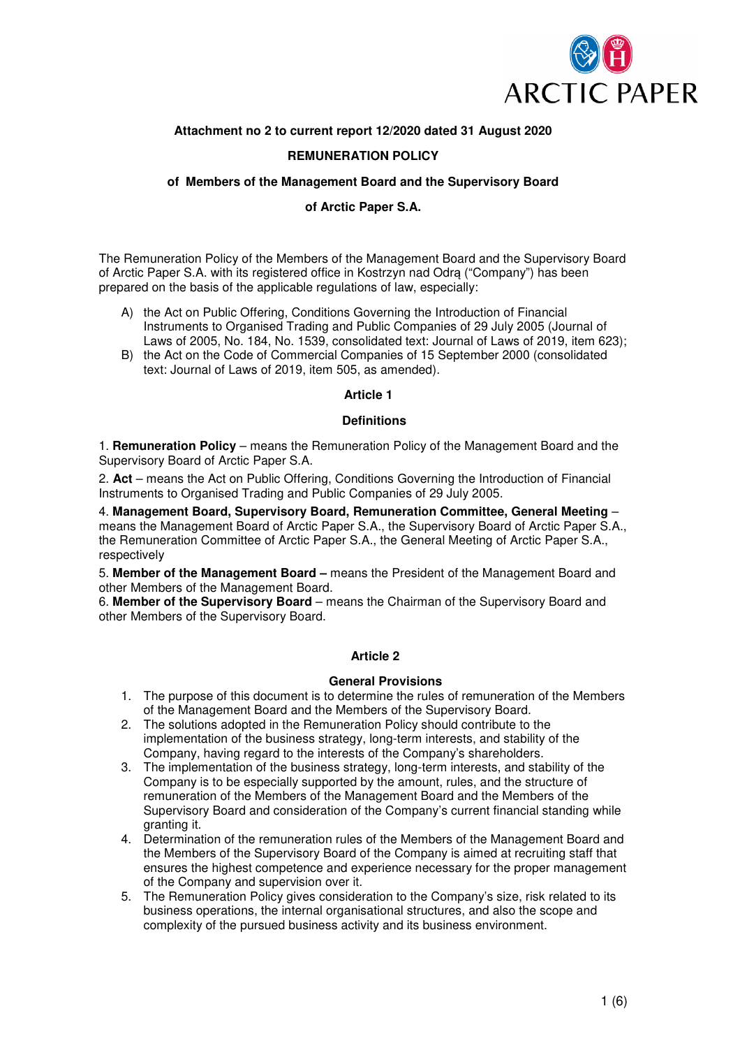**Attachment no 2 to current report 12/2020 dated 31 August 2020**

# REMUNERATION POLICY

## of Members of the Management Board and the Supervisory Board

## of Arctic Paper S.A.

The Remuneration Policy of the Members of the Management Board and the Supervisory Board of Arctic Paper S.A. with its registered office in Kostrzyn nad Odrą ("Company") has been prepared on the basis of the applicable regulations of law, especially:

A) the Act on Public Offering, Conditions Governing the Introduction of Financial Instruments to Organised Trading and Public Companies of 29 July 2005 (Journal of Laws of 2005, No. 184, No. 1539, consolidated text: Journal of Laws of 2019, item 623);

B) the Act on the Code of Commercial Companies of 15 September 2000 (consolidated text: Journal of Laws of 2019, item 505, as amended).

### Article 1

### Definitions

1. **Remuneration Policy** – means the Remuneration Policy of the Management Board and the Supervisory Board of Arctic Paper S.A.

2. **Act** – means the Act on Public Offering, Conditions Governing the Introduction of Financial Instruments to Organised Trading and Public Companies of 29 July 2005.

4. **Management Board, Supervisory Board, Remuneration Committee, General Meeting** – means the Management Board of Arctic Paper S.A., the Supervisory Board of Arctic Paper S.A., the Remuneration Committee of Arctic Paper S.A., the General Meeting of Arctic Paper S.A., respectively

5. **Member of the Management Board –** means the President of the Management Board and other Members of the Management Board.

6. **Member of the Supervisory Board** – means the Chairman of the Supervisory Board and other Members of the Supervisory Board.

### Article 2

### General Provisions

1. The purpose of this document is to determine the rules of remuneration of the Members of the Management Board and the Members of the Supervisory Board.
2. The solutions adopted in the Remuneration Policy should contribute to the implementation of the business strategy, long-term interests, and stability of the Company, having regard to the interests of the Company's shareholders.
3. The implementation of the business strategy, long-term interests, and stability of the Company is to be especially supported by the amount, rules, and the structure of remuneration of the Members of the Management Board and the Members of the Supervisory Board and consideration of the Company's current financial standing while granting it.
4. Determination of the remuneration rules of the Members of the Management Board and the Members of the Supervisory Board of the Company is aimed at recruiting staff that ensures the highest competence and experience necessary for the proper management of the Company and supervision over it.
5. The Remuneration Policy gives consideration to the Company's size, risk related to its business operations, the internal organisational structures, and also the scope and complexity of the pursued business activity and its business environment.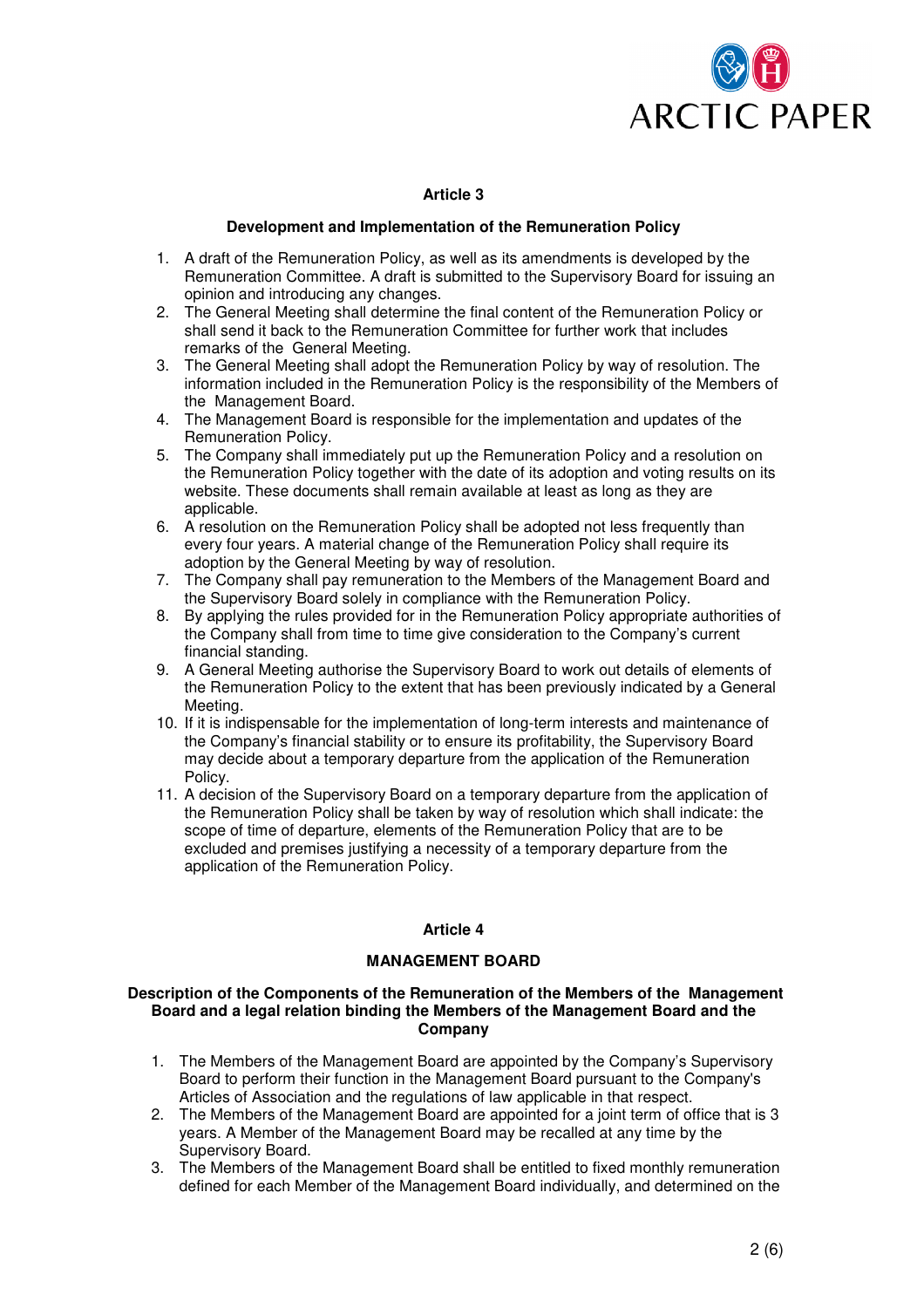## Article 3

### Development and Implementation of the Remuneration Policy

1. A draft of the Remuneration Policy, as well as its amendments is developed by the Remuneration Committee. A draft is submitted to the Supervisory Board for issuing an opinion and introducing any changes.
2. The General Meeting shall determine the final content of the Remuneration Policy or shall send it back to the Remuneration Committee for further work that includes remarks of the General Meeting.
3. The General Meeting shall adopt the Remuneration Policy by way of resolution. The information included in the Remuneration Policy is the responsibility of the Members of the Management Board.
4. The Management Board is responsible for the implementation and updates of the Remuneration Policy.
5. The Company shall immediately put up the Remuneration Policy and a resolution on the Remuneration Policy together with the date of its adoption and voting results on its website. These documents shall remain available at least as long as they are applicable.
6. A resolution on the Remuneration Policy shall be adopted not less frequently than every four years. A material change of the Remuneration Policy shall require its adoption by the General Meeting by way of resolution.
7. The Company shall pay remuneration to the Members of the Management Board and the Supervisory Board solely in compliance with the Remuneration Policy.
8. By applying the rules provided for in the Remuneration Policy appropriate authorities of the Company shall from time to time give consideration to the Company's current financial standing.
9. A General Meeting authorise the Supervisory Board to work out details of elements of the Remuneration Policy to the extent that has been previously indicated by a General Meeting.
10. If it is indispensable for the implementation of long-term interests and maintenance of the Company's financial stability or to ensure its profitability, the Supervisory Board may decide about a temporary departure from the application of the Remuneration Policy.
11. A decision of the Supervisory Board on a temporary departure from the application of the Remuneration Policy shall be taken by way of resolution which shall indicate: the scope of time of departure, elements of the Remuneration Policy that are to be excluded and premises justifying a necessity of a temporary departure from the application of the Remuneration Policy.

## Article 4

### MANAGEMENT BOARD

### Description of the Components of the Remuneration of the Members of the Management Board and a legal relation binding the Members of the Management Board and the Company

1. The Members of the Management Board are appointed by the Company's Supervisory Board to perform their function in the Management Board pursuant to the Company's Articles of Association and the regulations of law applicable in that respect.
2. The Members of the Management Board are appointed for a joint term of office that is 3 years. A Member of the Management Board may be recalled at any time by the Supervisory Board.
3. The Members of the Management Board shall be entitled to fixed monthly remuneration defined for each Member of the Management Board individually, and determined on the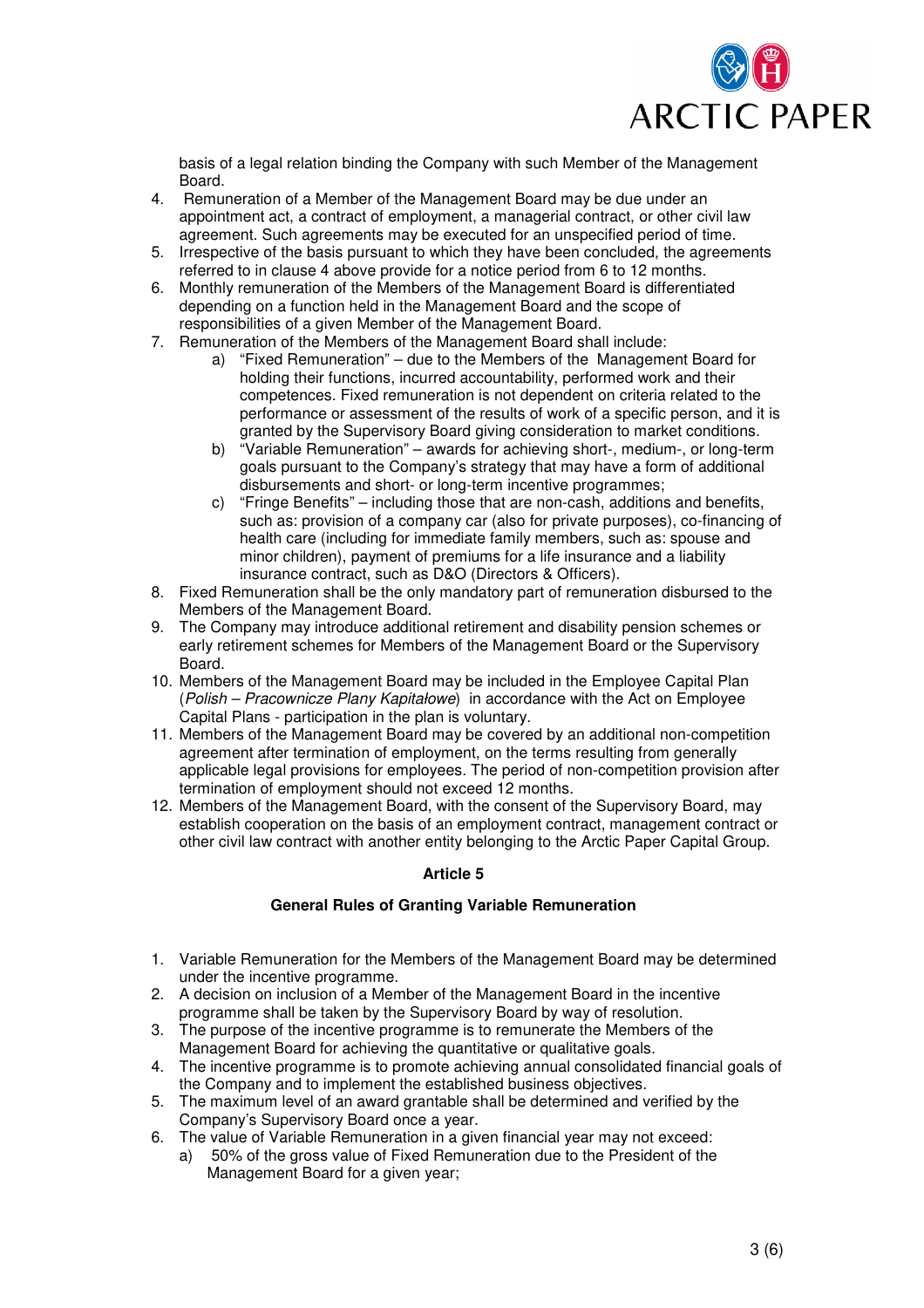basis of a legal relation binding the Company with such Member of the Management Board.

4. Remuneration of a Member of the Management Board may be due under an appointment act, a contract of employment, a managerial contract, or other civil law agreement. Such agreements may be executed for an unspecified period of time.
5. Irrespective of the basis pursuant to which they have been concluded, the agreements referred to in clause 4 above provide for a notice period from 6 to 12 months.
6. Monthly remuneration of the Members of the Management Board is differentiated depending on a function held in the Management Board and the scope of responsibilities of a given Member of the Management Board.
7. Remuneration of the Members of the Management Board shall include:
   a) "Fixed Remuneration" – due to the Members of the Management Board for holding their functions, incurred accountability, performed work and their competences. Fixed remuneration is not dependent on criteria related to the performance or assessment of the results of work of a specific person, and it is granted by the Supervisory Board giving consideration to market conditions.
   b) "Variable Remuneration" – awards for achieving short-, medium-, or long-term goals pursuant to the Company's strategy that may have a form of additional disbursements and short- or long-term incentive programmes;
   c) "Fringe Benefits" – including those that are non-cash, additions and benefits, such as: provision of a company car (also for private purposes), co-financing of health care (including for immediate family members, such as: spouse and minor children), payment of premiums for a life insurance and a liability insurance contract, such as D&O (Directors & Officers).
8. Fixed Remuneration shall be the only mandatory part of remuneration disbursed to the Members of the Management Board.
9. The Company may introduce additional retirement and disability pension schemes or early retirement schemes for Members of the Management Board or the Supervisory Board.
10. Members of the Management Board may be included in the Employee Capital Plan (*Polish – Pracownicze Plany Kapitałowe*) in accordance with the Act on Employee Capital Plans - participation in the plan is voluntary.
11. Members of the Management Board may be covered by an additional non-competition agreement after termination of employment, on the terms resulting from generally applicable legal provisions for employees. The period of non-competition provision after termination of employment should not exceed 12 months.
12. Members of the Management Board, with the consent of the Supervisory Board, may establish cooperation on the basis of an employment contract, management contract or other civil law contract with another entity belonging to the Arctic Paper Capital Group.

**Article 5**

**General Rules of Granting Variable Remuneration**

1. Variable Remuneration for the Members of the Management Board may be determined under the incentive programme.
2. A decision on inclusion of a Member of the Management Board in the incentive programme shall be taken by the Supervisory Board by way of resolution.
3. The purpose of the incentive programme is to remunerate the Members of the Management Board for achieving the quantitative or qualitative goals.
4. The incentive programme is to promote achieving annual consolidated financial goals of the Company and to implement the established business objectives.
5. The maximum level of an award grantable shall be determined and verified by the Company's Supervisory Board once a year.
6. The value of Variable Remuneration in a given financial year may not exceed:
   a) 50% of the gross value of Fixed Remuneration due to the President of the Management Board for a given year;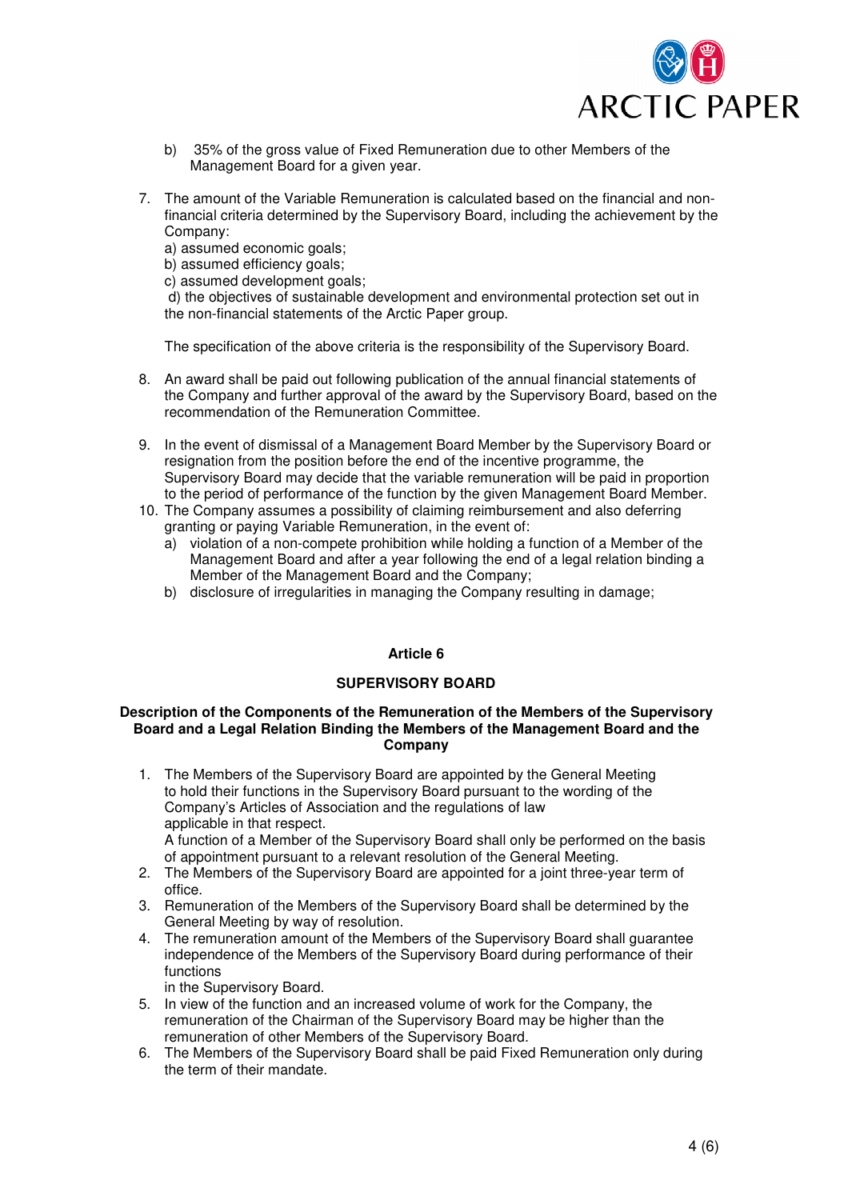b) 35% of the gross value of Fixed Remuneration due to other Members of the Management Board for a given year.

7. The amount of the Variable Remuneration is calculated based on the financial and non-financial criteria determined by the Supervisory Board, including the achievement by the Company:
   a) assumed economic goals;
   b) assumed efficiency goals;
   c) assumed development goals;
   d) the objectives of sustainable development and environmental protection set out in the non-financial statements of the Arctic Paper group.

   The specification of the above criteria is the responsibility of the Supervisory Board.

8. An award shall be paid out following publication of the annual financial statements of the Company and further approval of the award by the Supervisory Board, based on the recommendation of the Remuneration Committee.

9. In the event of dismissal of a Management Board Member by the Supervisory Board or resignation from the position before the end of the incentive programme, the Supervisory Board may decide that the variable remuneration will be paid in proportion to the period of performance of the function by the given Management Board Member.
10. The Company assumes a possibility of claiming reimbursement and also deferring granting or paying Variable Remuneration, in the event of:
    a) violation of a non-compete prohibition while holding a function of a Member of the Management Board and after a year following the end of a legal relation binding a Member of the Management Board and the Company;
    b) disclosure of irregularities in managing the Company resulting in damage;

**Article 6**

**SUPERVISORY BOARD**

**Description of the Components of the Remuneration of the Members of the Supervisory Board and a Legal Relation Binding the Members of the Management Board and the Company**

1. The Members of the Supervisory Board are appointed by the General Meeting to hold their functions in the Supervisory Board pursuant to the wording of the Company's Articles of Association and the regulations of law applicable in that respect.
   A function of a Member of the Supervisory Board shall only be performed on the basis of appointment pursuant to a relevant resolution of the General Meeting.
2. The Members of the Supervisory Board are appointed for a joint three-year term of office.
3. Remuneration of the Members of the Supervisory Board shall be determined by the General Meeting by way of resolution.
4. The remuneration amount of the Members of the Supervisory Board shall guarantee independence of the Members of the Supervisory Board during performance of their functions in the Supervisory Board.
5. In view of the function and an increased volume of work for the Company, the remuneration of the Chairman of the Supervisory Board may be higher than the remuneration of other Members of the Supervisory Board.
6. The Members of the Supervisory Board shall be paid Fixed Remuneration only during the term of their mandate.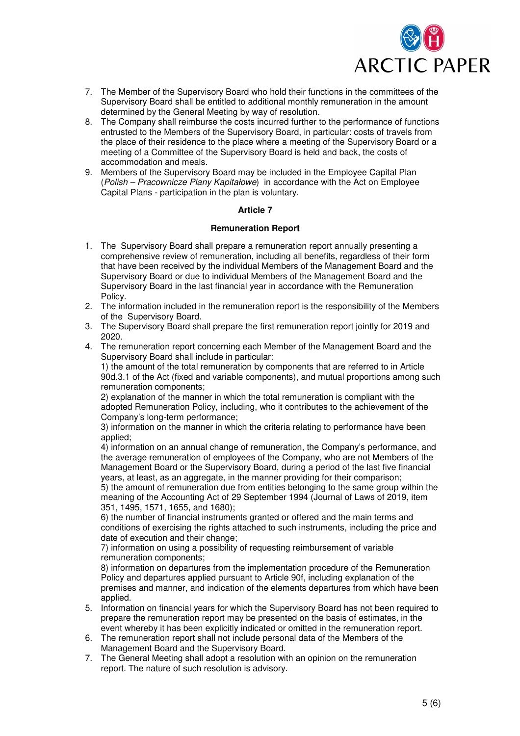7. The Member of the Supervisory Board who hold their functions in the committees of the Supervisory Board shall be entitled to additional monthly remuneration in the amount determined by the General Meeting by way of resolution.
8. The Company shall reimburse the costs incurred further to the performance of functions entrusted to the Members of the Supervisory Board, in particular: costs of travels from the place of their residence to the place where a meeting of the Supervisory Board or a meeting of a Committee of the Supervisory Board is held and back, the costs of accommodation and meals.
9. Members of the Supervisory Board may be included in the Employee Capital Plan (*Polish – Pracownicze Plany Kapitałowe*) in accordance with the Act on Employee Capital Plans - participation in the plan is voluntary.

**Article 7**

**Remuneration Report**

1. The Supervisory Board shall prepare a remuneration report annually presenting a comprehensive review of remuneration, including all benefits, regardless of their form that have been received by the individual Members of the Management Board and the Supervisory Board or due to individual Members of the Management Board and the Supervisory Board in the last financial year in accordance with the Remuneration Policy.
2. The information included in the remuneration report is the responsibility of the Members of the Supervisory Board.
3. The Supervisory Board shall prepare the first remuneration report jointly for 2019 and 2020.
4. The remuneration report concerning each Member of the Management Board and the Supervisory Board shall include in particular:
   1) the amount of the total remuneration by components that are referred to in Article 90d.3.1 of the Act (fixed and variable components), and mutual proportions among such remuneration components;
   2) explanation of the manner in which the total remuneration is compliant with the adopted Remuneration Policy, including, who it contributes to the achievement of the Company's long-term performance;
   3) information on the manner in which the criteria relating to performance have been applied;
   4) information on an annual change of remuneration, the Company's performance, and the average remuneration of employees of the Company, who are not Members of the Management Board or the Supervisory Board, during a period of the last five financial years, at least, as an aggregate, in the manner providing for their comparison;
   5) the amount of remuneration due from entities belonging to the same group within the meaning of the Accounting Act of 29 September 1994 (Journal of Laws of 2019, item 351, 1495, 1571, 1655, and 1680);
   6) the number of financial instruments granted or offered and the main terms and conditions of exercising the rights attached to such instruments, including the price and date of execution and their change;
   7) information on using a possibility of requesting reimbursement of variable remuneration components;
   8) information on departures from the implementation procedure of the Remuneration Policy and departures applied pursuant to Article 90f, including explanation of the premises and manner, and indication of the elements departures from which have been applied.
5. Information on financial years for which the Supervisory Board has not been required to prepare the remuneration report may be presented on the basis of estimates, in the event whereby it has been explicitly indicated or omitted in the remuneration report.
6. The remuneration report shall not include personal data of the Members of the Management Board and the Supervisory Board.
7. The General Meeting shall adopt a resolution with an opinion on the remuneration report. The nature of such resolution is advisory.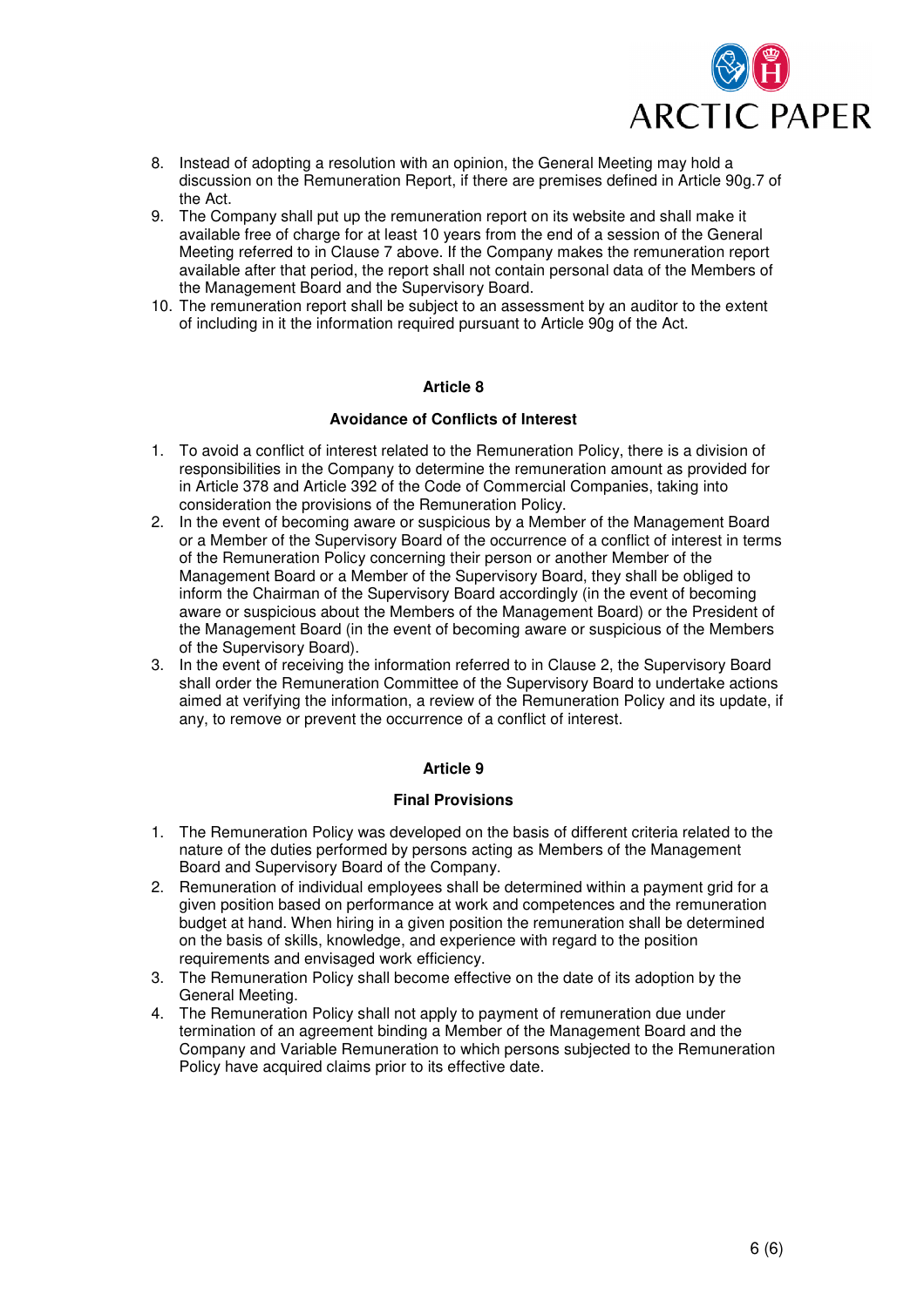8. Instead of adopting a resolution with an opinion, the General Meeting may hold a discussion on the Remuneration Report, if there are premises defined in Article 90g.7 of the Act.
9. The Company shall put up the remuneration report on its website and shall make it available free of charge for at least 10 years from the end of a session of the General Meeting referred to in Clause 7 above. If the Company makes the remuneration report available after that period, the report shall not contain personal data of the Members of the Management Board and the Supervisory Board.
10. The remuneration report shall be subject to an assessment by an auditor to the extent of including in it the information required pursuant to Article 90g of the Act.

**Article 8**

**Avoidance of Conflicts of Interest**

1. To avoid a conflict of interest related to the Remuneration Policy, there is a division of responsibilities in the Company to determine the remuneration amount as provided for in Article 378 and Article 392 of the Code of Commercial Companies, taking into consideration the provisions of the Remuneration Policy.
2. In the event of becoming aware or suspicious by a Member of the Management Board or a Member of the Supervisory Board of the occurrence of a conflict of interest in terms of the Remuneration Policy concerning their person or another Member of the Management Board or a Member of the Supervisory Board, they shall be obliged to inform the Chairman of the Supervisory Board accordingly (in the event of becoming aware or suspicious about the Members of the Management Board) or the President of the Management Board (in the event of becoming aware or suspicious of the Members of the Supervisory Board).
3. In the event of receiving the information referred to in Clause 2, the Supervisory Board shall order the Remuneration Committee of the Supervisory Board to undertake actions aimed at verifying the information, a review of the Remuneration Policy and its update, if any, to remove or prevent the occurrence of a conflict of interest.

**Article 9**

**Final Provisions**

1. The Remuneration Policy was developed on the basis of different criteria related to the nature of the duties performed by persons acting as Members of the Management Board and Supervisory Board of the Company.
2. Remuneration of individual employees shall be determined within a payment grid for a given position based on performance at work and competences and the remuneration budget at hand. When hiring in a given position the remuneration shall be determined on the basis of skills, knowledge, and experience with regard to the position requirements and envisaged work efficiency.
3. The Remuneration Policy shall become effective on the date of its adoption by the General Meeting.
4. The Remuneration Policy shall not apply to payment of remuneration due under termination of an agreement binding a Member of the Management Board and the Company and Variable Remuneration to which persons subjected to the Remuneration Policy have acquired claims prior to its effective date.